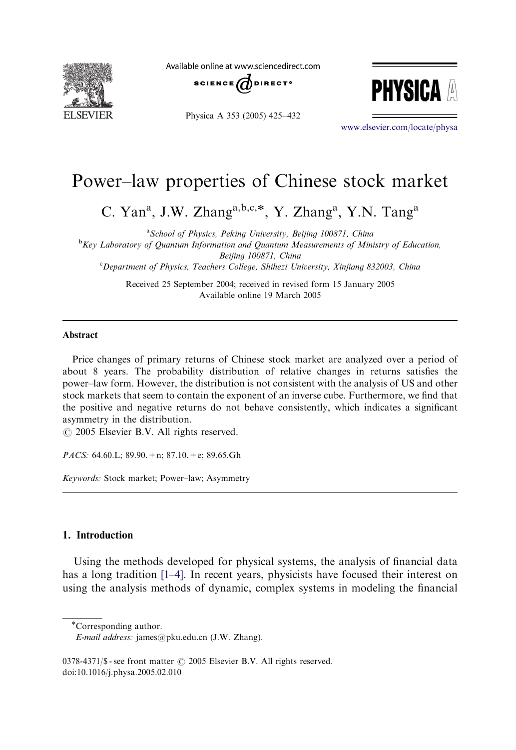# Power–law properties of Chinese stock market

C. Yan[a], J.W. Zhang[a,b,c,*], Y. Zhang[a], Y.N. Tang[a]

[a]*School of Physics, Peking University, Beijing 100871, China*

[b]*Key Laboratory of Quantum Information and Quantum Measurements of Ministry of Education, Beijing 100871, China*

[c]*Department of Physics, Teachers College, Shihezi University, Xinjiang 832003, China*

Received 25 September 2004; received in revised form 15 January 2005
Available online 19 March 2005

## Abstract

Price changes of primary returns of Chinese stock market are analyzed over a period of about 8 years. The probability distribution of relative changes in returns satisfies the power–law form. However, the distribution is not consistent with the analysis of US and other stock markets that seem to contain the exponent of an inverse cube. Furthermore, we find that the positive and negative returns do not behave consistently, which indicates a significant asymmetry in the distribution.

© 2005 Elsevier B.V. All rights reserved.

*PACS:* 64.60.L; 89.90.+n; 87.10.+e; 89.65.Gh

*Keywords:* Stock market; Power–law; Asymmetry

## 1. Introduction

Using the methods developed for physical systems, the analysis of financial data has a long tradition [1–4]. In recent years, physicists have focused their interest on using the analysis methods of dynamic, complex systems in modeling the financial

*Corresponding author.
*E-mail address:* james@pku.edu.cn (J.W. Zhang).

0378-4371/$ - see front matter © 2005 Elsevier B.V. All rights reserved.
doi:10.1016/j.physa.2005.02.010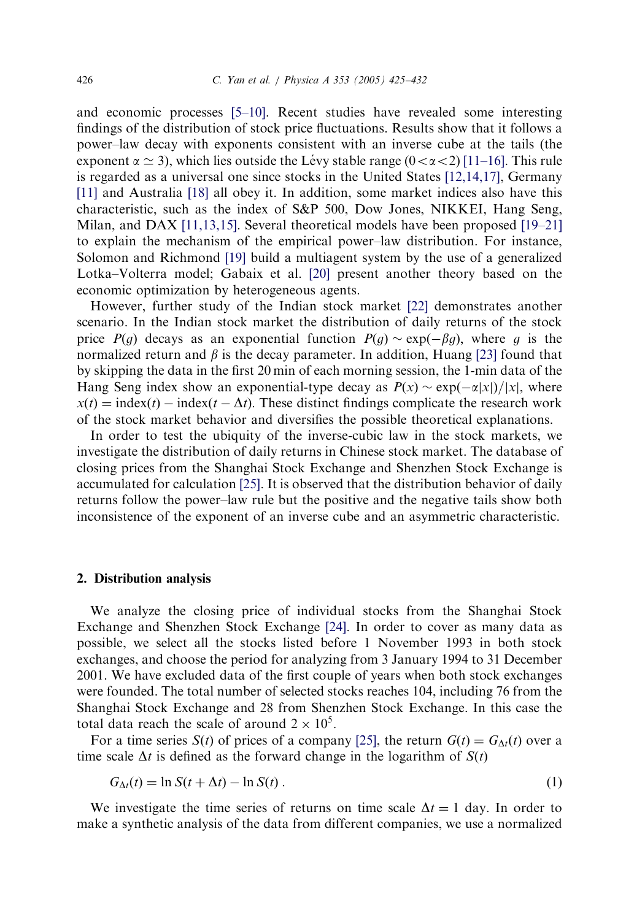and economic processes [5–10]. Recent studies have revealed some interesting findings of the distribution of stock price fluctuations. Results show that it follows a power–law decay with exponents consistent with an inverse cube at the tails (the exponent $\alpha \simeq 3$), which lies outside the Lévy stable range ($0 < \alpha < 2$) [11–16]. This rule is regarded as a universal one since stocks in the United States [12,14,17], Germany [11] and Australia [18] all obey it. In addition, some market indices also have this characteristic, such as the index of S&P 500, Dow Jones, NIKKEI, Hang Seng, Milan, and DAX [11,13,15]. Several theoretical models have been proposed [19–21] to explain the mechanism of the empirical power–law distribution. For instance, Solomon and Richmond [19] build a multiagent system by the use of a generalized Lotka–Volterra model; Gabaix et al. [20] present another theory based on the economic optimization by heterogeneous agents.

However, further study of the Indian stock market [22] demonstrates another scenario. In the Indian stock market the distribution of daily returns of the stock price $P(g)$ decays as an exponential function $P(g) \sim \exp(-\beta g)$, where $g$ is the normalized return and $\beta$ is the decay parameter. In addition, Huang [23] found that by skipping the data in the first 20 min of each morning session, the 1-min data of the Hang Seng index show an exponential-type decay as $P(x) \sim \exp(-\alpha|x|)/|x|$, where $x(t) = \text{index}(t) - \text{index}(t - \Delta t)$. These distinct findings complicate the research work of the stock market behavior and diversifies the possible theoretical explanations.

In order to test the ubiquity of the inverse-cubic law in the stock markets, we investigate the distribution of daily returns in Chinese stock market. The database of closing prices from the Shanghai Stock Exchange and Shenzhen Stock Exchange is accumulated for calculation [25]. It is observed that the distribution behavior of daily returns follow the power–law rule but the positive and the negative tails show both inconsistence of the exponent of an inverse cube and an asymmetric characteristic.

## 2. Distribution analysis

We analyze the closing price of individual stocks from the Shanghai Stock Exchange and Shenzhen Stock Exchange [24]. In order to cover as many data as possible, we select all the stocks listed before 1 November 1993 in both stock exchanges, and choose the period for analyzing from 3 January 1994 to 31 December 2001. We have excluded data of the first couple of years when both stock exchanges were founded. The total number of selected stocks reaches 104, including 76 from the Shanghai Stock Exchange and 28 from Shenzhen Stock Exchange. In this case the total data reach the scale of around $2 \times 10^5$.

For a time series $S(t)$ of prices of a company [25], the return $G(t) = G_{\Delta t}(t)$ over a time scale $\Delta t$ is defined as the forward change in the logarithm of $S(t)$

$$G_{\Delta t}(t) = \ln S(t + \Delta t) - \ln S(t) \, . \tag{1}$$

We investigate the time series of returns on time scale $\Delta t = 1$ day. In order to make a synthetic analysis of the data from different companies, we use a normalized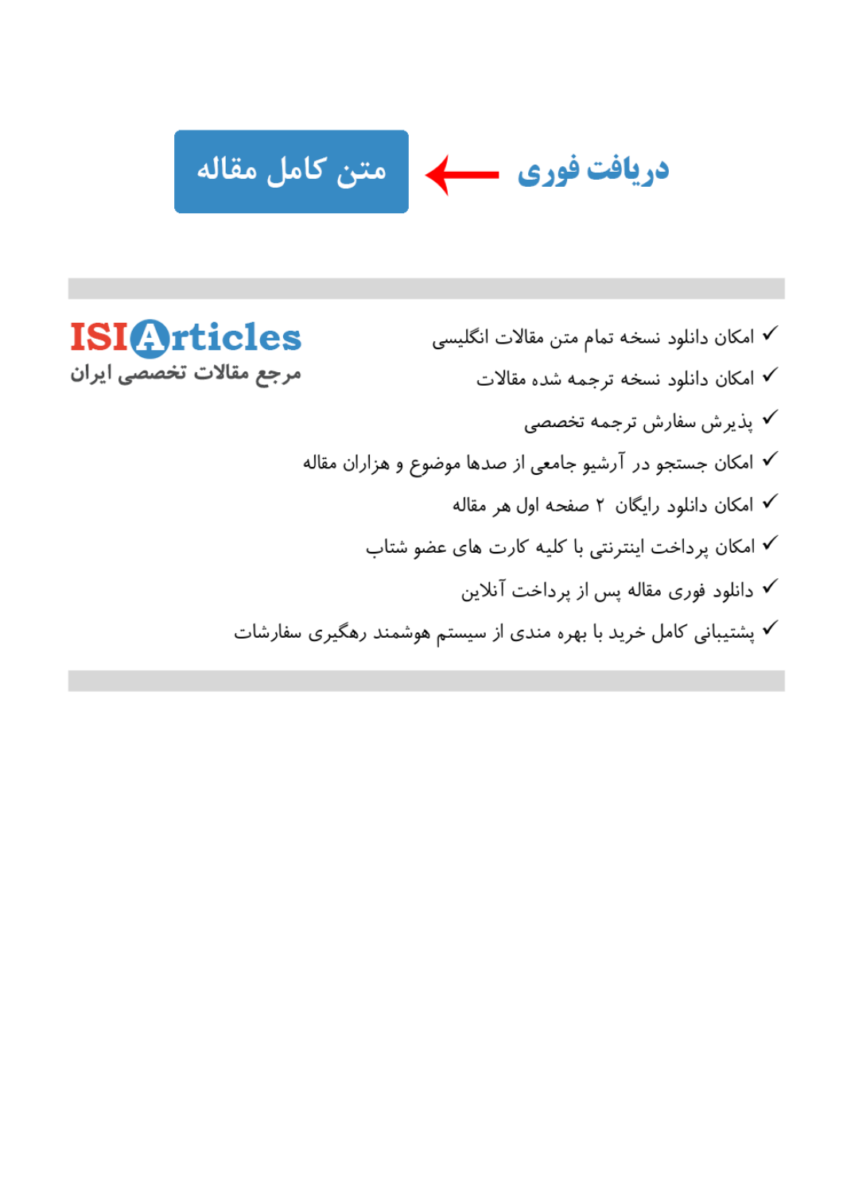دریافت فوری ← **متن کامل مقاله**

**ISIArticles**
مرجع مقالات تخصصی ایران

- ✓ امکان دانلود نسخه تمام متن مقالات انگلیسی
- ✓ امکان دانلود نسخه ترجمه شده مقالات
- ✓ پذیرش سفارش ترجمه تخصصی
- ✓ امکان جستجو در آرشیو جامعی از صدها موضوع و هزاران مقاله
- ✓ امکان دانلود رایگان ۲ صفحه اول هر مقاله
- ✓ امکان پرداخت اینترنتی با کلیه کارت های عضو شتاب
- ✓ دانلود فوری مقاله پس از پرداخت آنلاین
- ✓ پشتیبانی کامل خرید با بهره مندی از سیستم هوشمند رهگیری سفارشات